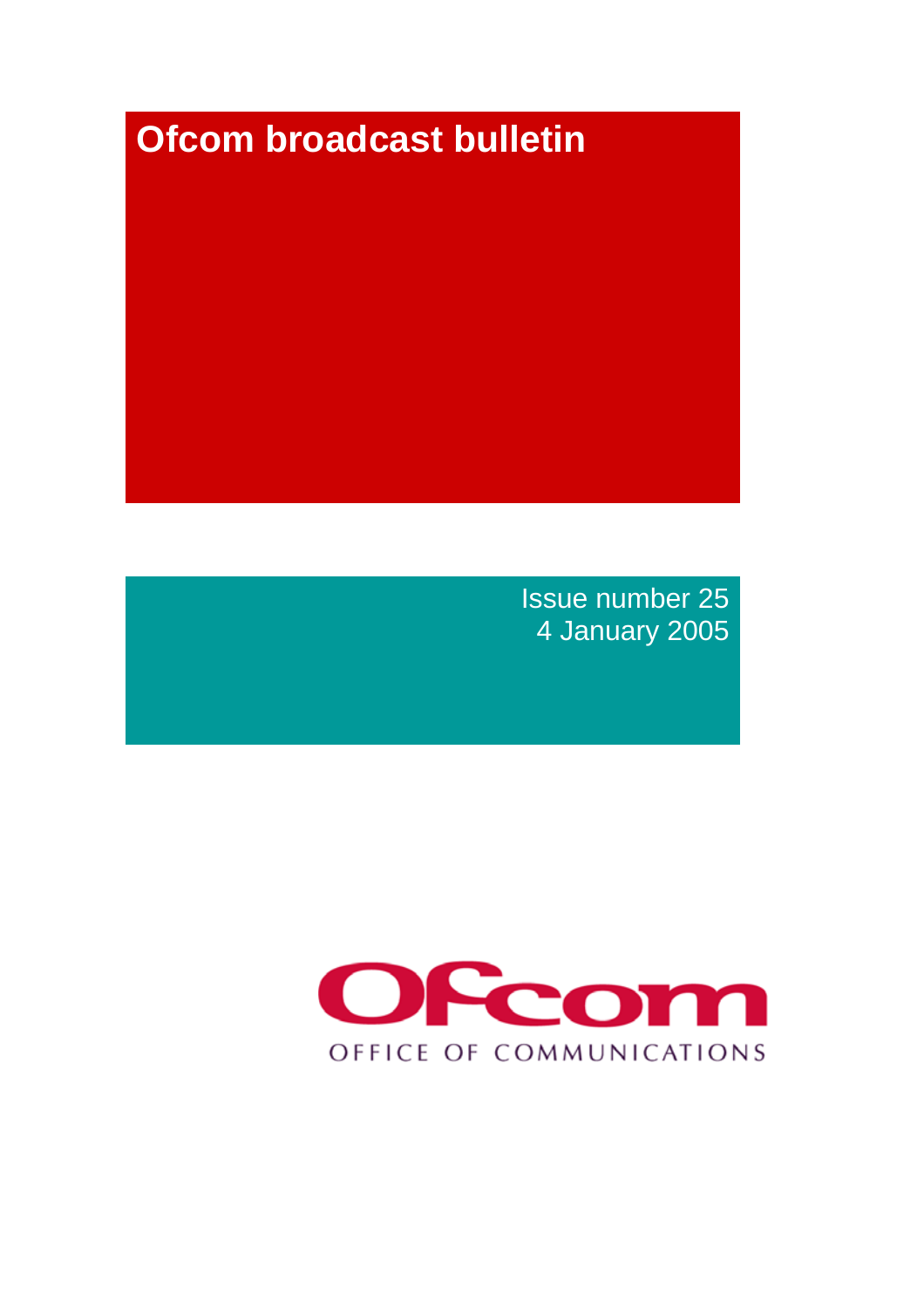# Ofcom broadcast bulletin

Issue number 25
4 January 2005

Ofcom
OFFICE OF COMMUNICATIONS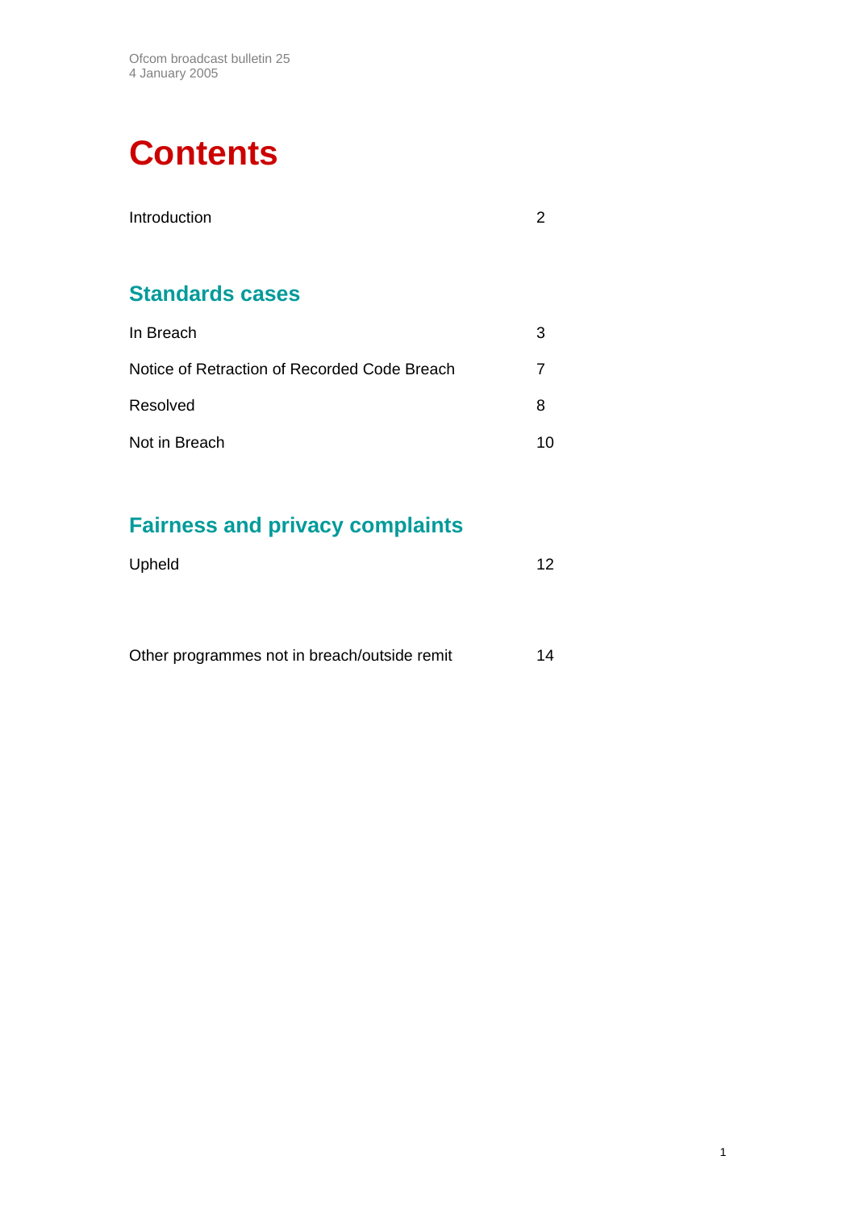Ofcom broadcast bulletin 25
4 January 2005

# Contents

| | |
|---|---|
| Introduction | 2 |

## Standards cases

| | |
|---|---|
| In Breach | 3 |
| Notice of Retraction of Recorded Code Breach | 7 |
| Resolved | 8 |
| Not in Breach | 10 |

## Fairness and privacy complaints

| | |
|---|---|
| Upheld | 12 |

| | |
|---|---|
| Other programmes not in breach/outside remit | 14 |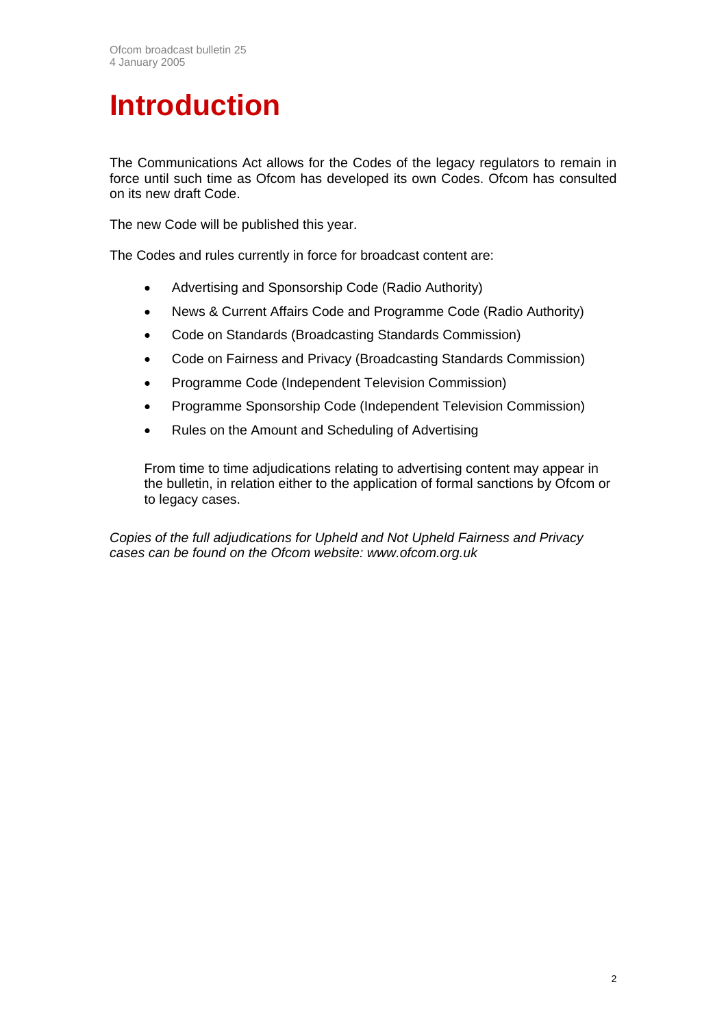# Introduction

The Communications Act allows for the Codes of the legacy regulators to remain in force until such time as Ofcom has developed its own Codes. Ofcom has consulted on its new draft Code.

The new Code will be published this year.

The Codes and rules currently in force for broadcast content are:

- Advertising and Sponsorship Code (Radio Authority)
- News & Current Affairs Code and Programme Code (Radio Authority)
- Code on Standards (Broadcasting Standards Commission)
- Code on Fairness and Privacy (Broadcasting Standards Commission)
- Programme Code (Independent Television Commission)
- Programme Sponsorship Code (Independent Television Commission)
- Rules on the Amount and Scheduling of Advertising

From time to time adjudications relating to advertising content may appear in the bulletin, in relation either to the application of formal sanctions by Ofcom or to legacy cases.

*Copies of the full adjudications for Upheld and Not Upheld Fairness and Privacy cases can be found on the Ofcom website: www.ofcom.org.uk*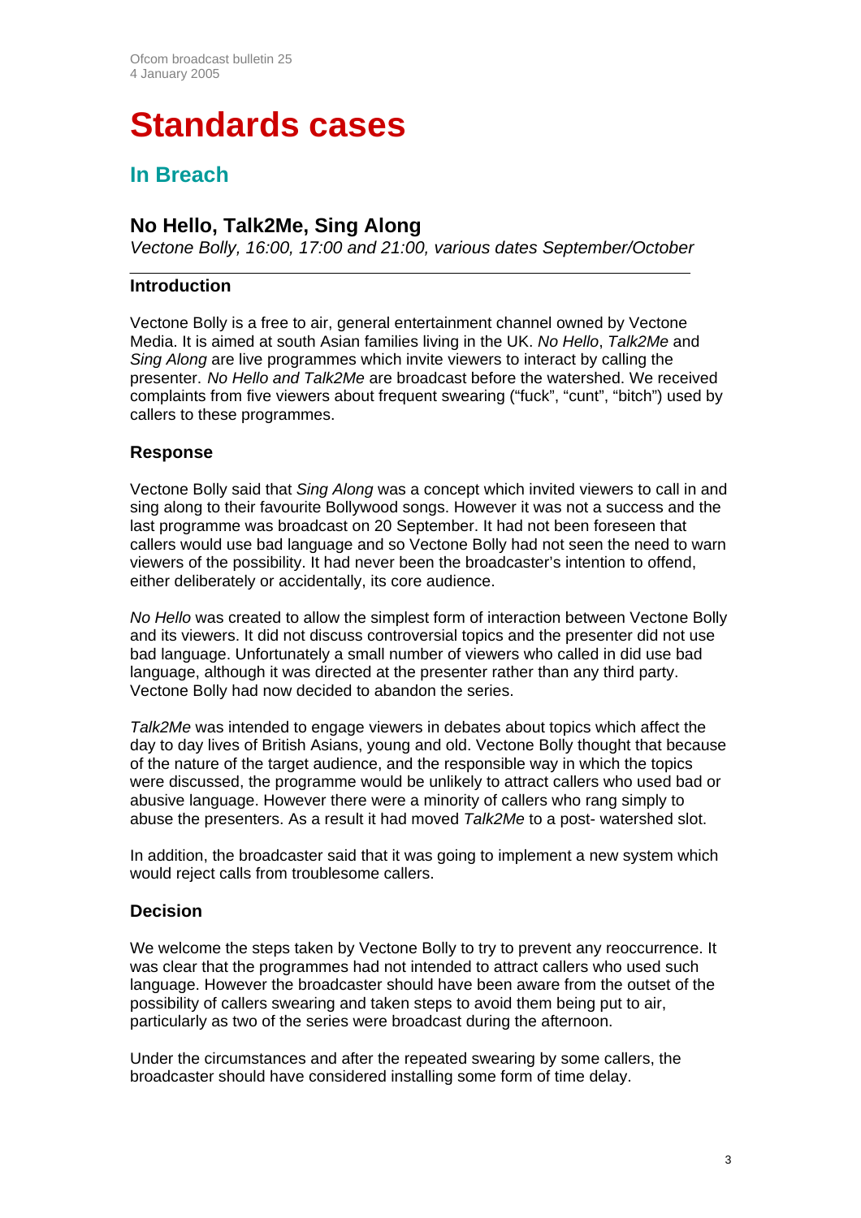# Standards cases

## In Breach

### No Hello, Talk2Me, Sing Along

*Vectone Bolly, 16:00, 17:00 and 21:00, various dates September/October*

---

#### Introduction

Vectone Bolly is a free to air, general entertainment channel owned by Vectone Media. It is aimed at south Asian families living in the UK. *No Hello*, *Talk2Me* and *Sing Along* are live programmes which invite viewers to interact by calling the presenter. *No Hello and Talk2Me* are broadcast before the watershed. We received complaints from five viewers about frequent swearing ("fuck", "cunt", "bitch") used by callers to these programmes.

#### Response

Vectone Bolly said that *Sing Along* was a concept which invited viewers to call in and sing along to their favourite Bollywood songs. However it was not a success and the last programme was broadcast on 20 September. It had not been foreseen that callers would use bad language and so Vectone Bolly had not seen the need to warn viewers of the possibility. It had never been the broadcaster's intention to offend, either deliberately or accidentally, its core audience.

*No Hello* was created to allow the simplest form of interaction between Vectone Bolly and its viewers. It did not discuss controversial topics and the presenter did not use bad language. Unfortunately a small number of viewers who called in did use bad language, although it was directed at the presenter rather than any third party. Vectone Bolly had now decided to abandon the series.

*Talk2Me* was intended to engage viewers in debates about topics which affect the day to day lives of British Asians, young and old. Vectone Bolly thought that because of the nature of the target audience, and the responsible way in which the topics were discussed, the programme would be unlikely to attract callers who used bad or abusive language. However there were a minority of callers who rang simply to abuse the presenters. As a result it had moved *Talk2Me* to a post- watershed slot.

In addition, the broadcaster said that it was going to implement a new system which would reject calls from troublesome callers.

#### Decision

We welcome the steps taken by Vectone Bolly to try to prevent any reoccurrence. It was clear that the programmes had not intended to attract callers who used such language. However the broadcaster should have been aware from the outset of the possibility of callers swearing and taken steps to avoid them being put to air, particularly as two of the series were broadcast during the afternoon.

Under the circumstances and after the repeated swearing by some callers, the broadcaster should have considered installing some form of time delay.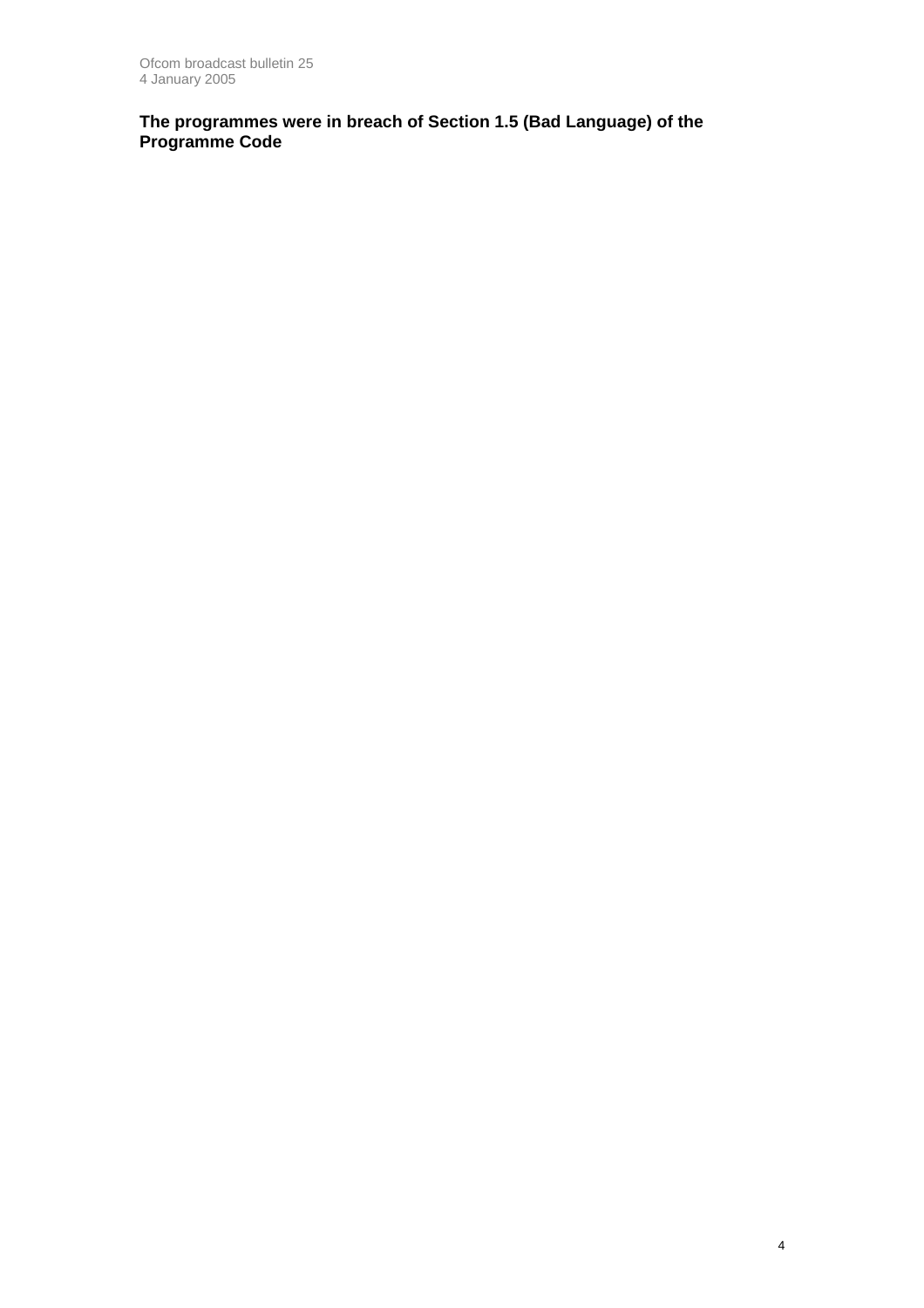**The programmes were in breach of Section 1.5 (Bad Language) of the Programme Code**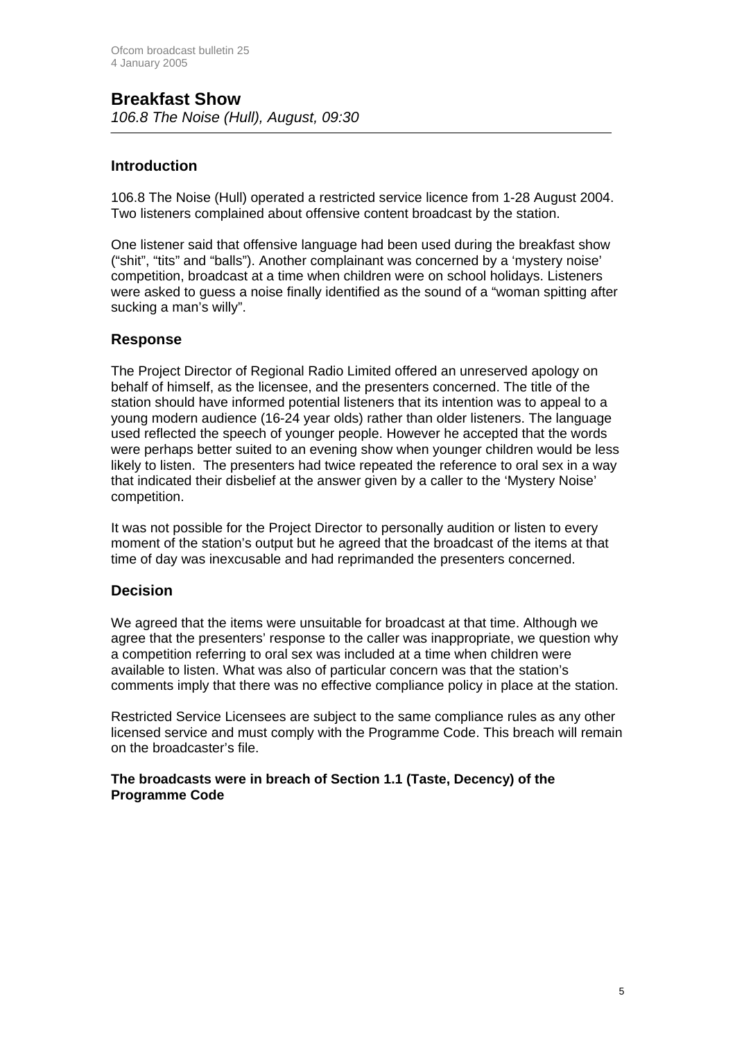## Breakfast Show

*106.8 The Noise (Hull), August, 09:30*

### Introduction

106.8 The Noise (Hull) operated a restricted service licence from 1-28 August 2004. Two listeners complained about offensive content broadcast by the station.

One listener said that offensive language had been used during the breakfast show ("shit", "tits" and "balls"). Another complainant was concerned by a 'mystery noise' competition, broadcast at a time when children were on school holidays. Listeners were asked to guess a noise finally identified as the sound of a "woman spitting after sucking a man's willy".

### Response

The Project Director of Regional Radio Limited offered an unreserved apology on behalf of himself, as the licensee, and the presenters concerned. The title of the station should have informed potential listeners that its intention was to appeal to a young modern audience (16-24 year olds) rather than older listeners. The language used reflected the speech of younger people. However he accepted that the words were perhaps better suited to an evening show when younger children would be less likely to listen. The presenters had twice repeated the reference to oral sex in a way that indicated their disbelief at the answer given by a caller to the 'Mystery Noise' competition.

It was not possible for the Project Director to personally audition or listen to every moment of the station's output but he agreed that the broadcast of the items at that time of day was inexcusable and had reprimanded the presenters concerned.

### Decision

We agreed that the items were unsuitable for broadcast at that time. Although we agree that the presenters' response to the caller was inappropriate, we question why a competition referring to oral sex was included at a time when children were available to listen. What was also of particular concern was that the station's comments imply that there was no effective compliance policy in place at the station.

Restricted Service Licensees are subject to the same compliance rules as any other licensed service and must comply with the Programme Code. This breach will remain on the broadcaster's file.

**The broadcasts were in breach of Section 1.1 (Taste, Decency) of the Programme Code**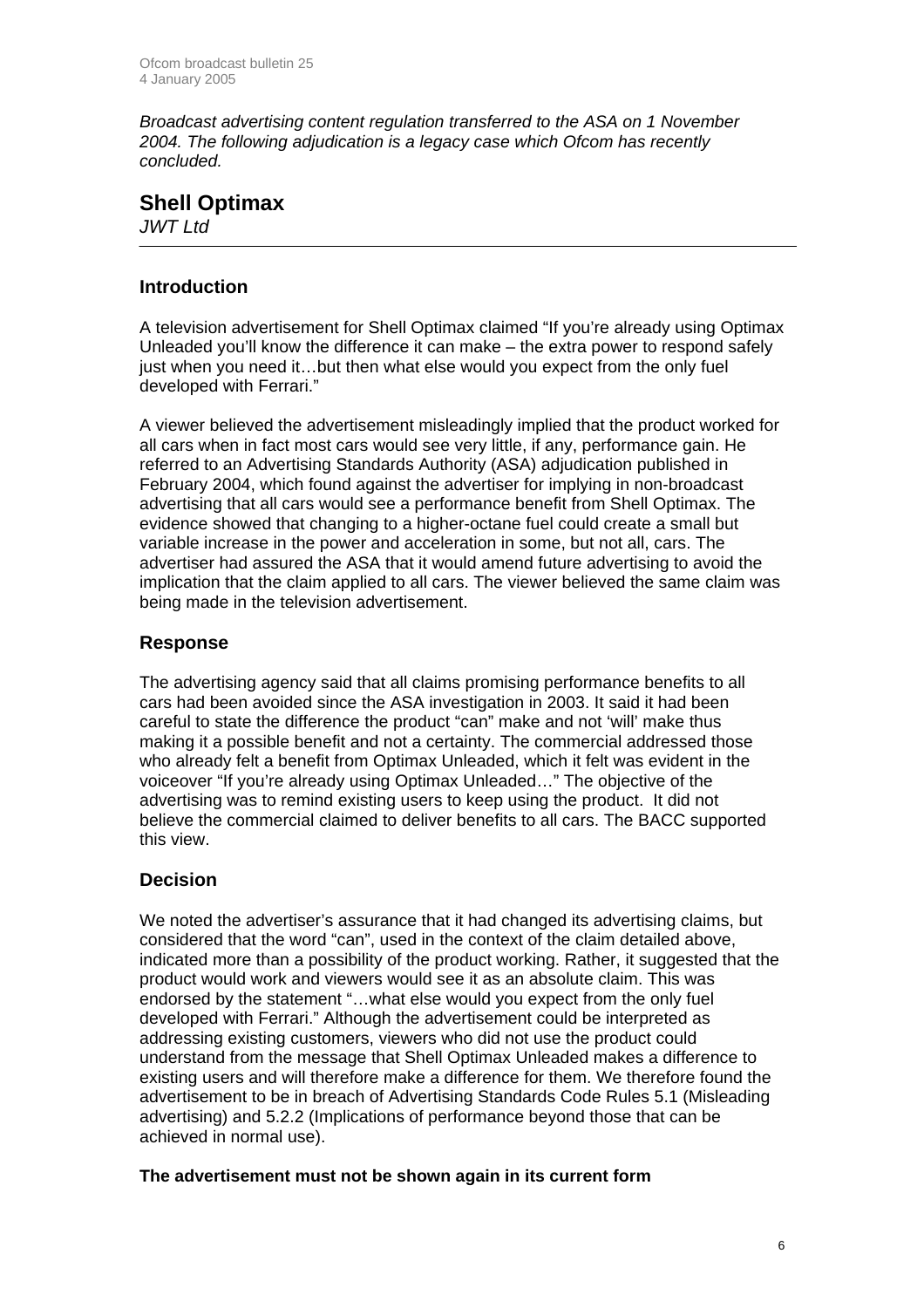*Broadcast advertising content regulation transferred to the ASA on 1 November 2004. The following adjudication is a legacy case which Ofcom has recently concluded.*

## Shell Optimax

*JWT Ltd*

### Introduction

A television advertisement for Shell Optimax claimed "If you're already using Optimax Unleaded you'll know the difference it can make – the extra power to respond safely just when you need it…but then what else would you expect from the only fuel developed with Ferrari."

A viewer believed the advertisement misleadingly implied that the product worked for all cars when in fact most cars would see very little, if any, performance gain. He referred to an Advertising Standards Authority (ASA) adjudication published in February 2004, which found against the advertiser for implying in non-broadcast advertising that all cars would see a performance benefit from Shell Optimax. The evidence showed that changing to a higher-octane fuel could create a small but variable increase in the power and acceleration in some, but not all, cars. The advertiser had assured the ASA that it would amend future advertising to avoid the implication that the claim applied to all cars. The viewer believed the same claim was being made in the television advertisement.

### Response

The advertising agency said that all claims promising performance benefits to all cars had been avoided since the ASA investigation in 2003. It said it had been careful to state the difference the product "can" make and not 'will' make thus making it a possible benefit and not a certainty. The commercial addressed those who already felt a benefit from Optimax Unleaded, which it felt was evident in the voiceover "If you're already using Optimax Unleaded…" The objective of the advertising was to remind existing users to keep using the product. It did not believe the commercial claimed to deliver benefits to all cars. The BACC supported this view.

### Decision

We noted the advertiser's assurance that it had changed its advertising claims, but considered that the word "can", used in the context of the claim detailed above, indicated more than a possibility of the product working. Rather, it suggested that the product would work and viewers would see it as an absolute claim. This was endorsed by the statement "…what else would you expect from the only fuel developed with Ferrari." Although the advertisement could be interpreted as addressing existing customers, viewers who did not use the product could understand from the message that Shell Optimax Unleaded makes a difference to existing users and will therefore make a difference for them. We therefore found the advertisement to be in breach of Advertising Standards Code Rules 5.1 (Misleading advertising) and 5.2.2 (Implications of performance beyond those that can be achieved in normal use).

**The advertisement must not be shown again in its current form**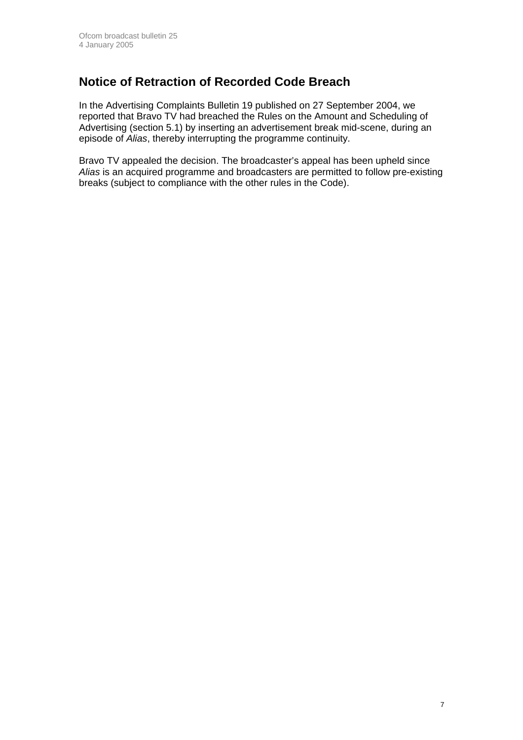## Notice of Retraction of Recorded Code Breach

In the Advertising Complaints Bulletin 19 published on 27 September 2004, we reported that Bravo TV had breached the Rules on the Amount and Scheduling of Advertising (section 5.1) by inserting an advertisement break mid-scene, during an episode of *Alias*, thereby interrupting the programme continuity.

Bravo TV appealed the decision. The broadcaster's appeal has been upheld since *Alias* is an acquired programme and broadcasters are permitted to follow pre-existing breaks (subject to compliance with the other rules in the Code).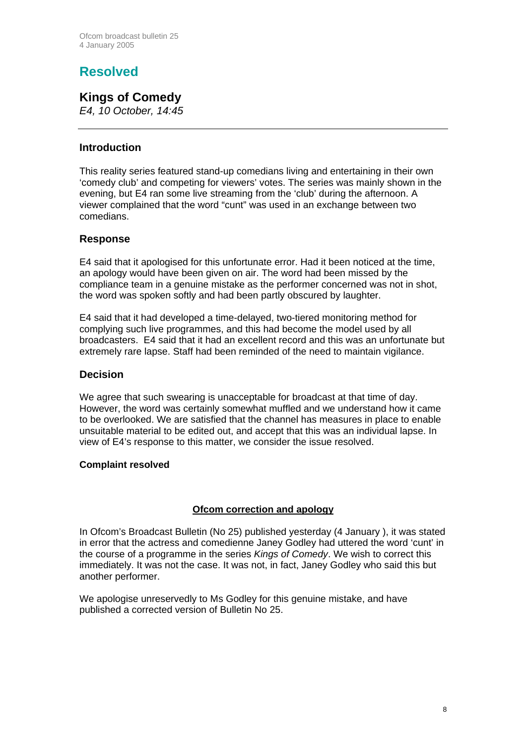# Resolved

## Kings of Comedy

*E4, 10 October, 14:45*

---

### Introduction

This reality series featured stand-up comedians living and entertaining in their own 'comedy club' and competing for viewers' votes. The series was mainly shown in the evening, but E4 ran some live streaming from the 'club' during the afternoon. A viewer complained that the word "cunt" was used in an exchange between two comedians.

### Response

E4 said that it apologised for this unfortunate error. Had it been noticed at the time, an apology would have been given on air. The word had been missed by the compliance team in a genuine mistake as the performer concerned was not in shot, the word was spoken softly and had been partly obscured by laughter.

E4 said that it had developed a time-delayed, two-tiered monitoring method for complying such live programmes, and this had become the model used by all broadcasters. E4 said that it had an excellent record and this was an unfortunate but extremely rare lapse. Staff had been reminded of the need to maintain vigilance.

### Decision

We agree that such swearing is unacceptable for broadcast at that time of day. However, the word was certainly somewhat muffled and we understand how it came to be overlooked. We are satisfied that the channel has measures in place to enable unsuitable material to be edited out, and accept that this was an individual lapse. In view of E4's response to this matter, we consider the issue resolved.

**Complaint resolved**

**Ofcom correction and apology**

In Ofcom's Broadcast Bulletin (No 25) published yesterday (4 January ), it was stated in error that the actress and comedienne Janey Godley had uttered the word 'cunt' in the course of a programme in the series *Kings of Comedy*. We wish to correct this immediately. It was not the case. It was not, in fact, Janey Godley who said this but another performer.

We apologise unreservedly to Ms Godley for this genuine mistake, and have published a corrected version of Bulletin No 25.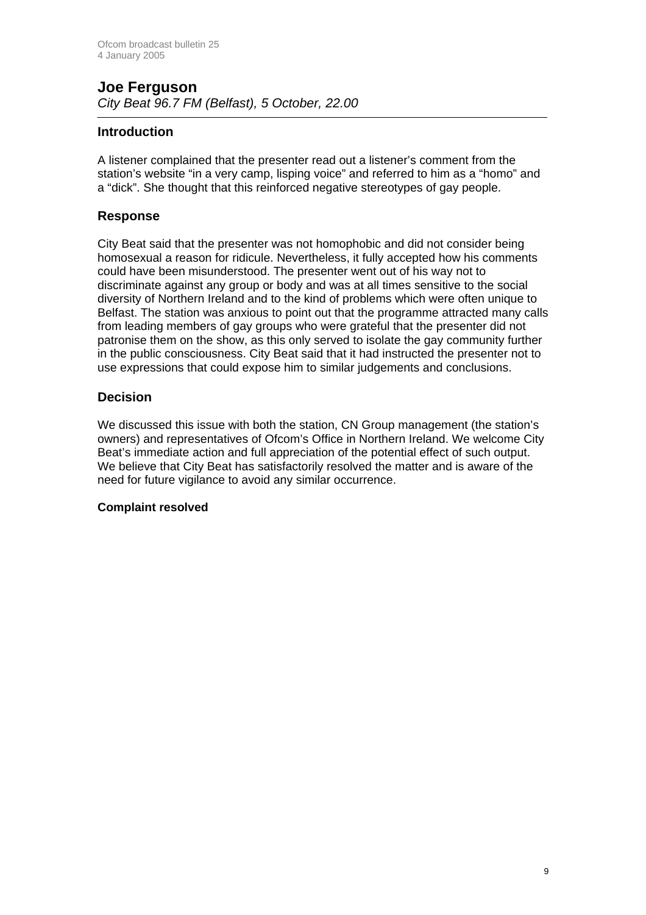## Joe Ferguson

*City Beat 96.7 FM (Belfast), 5 October, 22.00*

---

### Introduction

A listener complained that the presenter read out a listener's comment from the station's website "in a very camp, lisping voice" and referred to him as a "homo" and a "dick". She thought that this reinforced negative stereotypes of gay people.

### Response

City Beat said that the presenter was not homophobic and did not consider being homosexual a reason for ridicule. Nevertheless, it fully accepted how his comments could have been misunderstood. The presenter went out of his way not to discriminate against any group or body and was at all times sensitive to the social diversity of Northern Ireland and to the kind of problems which were often unique to Belfast. The station was anxious to point out that the programme attracted many calls from leading members of gay groups who were grateful that the presenter did not patronise them on the show, as this only served to isolate the gay community further in the public consciousness. City Beat said that it had instructed the presenter not to use expressions that could expose him to similar judgements and conclusions.

### Decision

We discussed this issue with both the station, CN Group management (the station's owners) and representatives of Ofcom's Office in Northern Ireland. We welcome City Beat's immediate action and full appreciation of the potential effect of such output. We believe that City Beat has satisfactorily resolved the matter and is aware of the need for future vigilance to avoid any similar occurrence.

**Complaint resolved**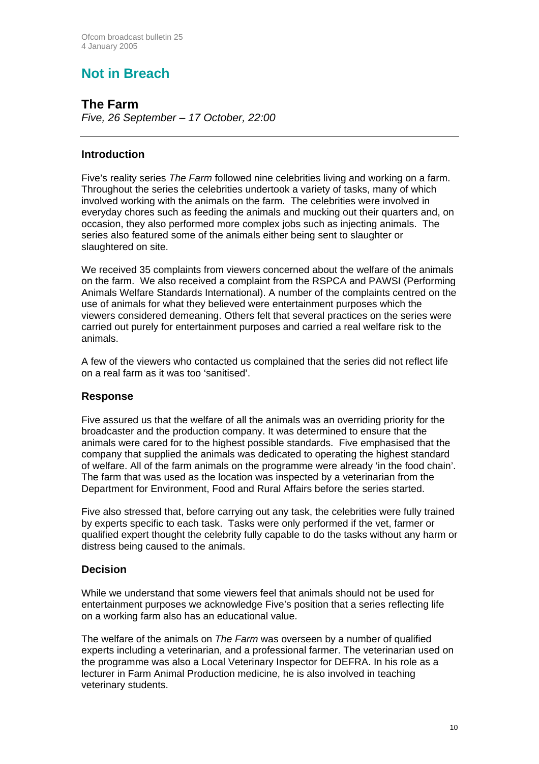## Not in Breach

### The Farm

*Five, 26 September – 17 October, 22:00*

---

#### Introduction

Five's reality series *The Farm* followed nine celebrities living and working on a farm. Throughout the series the celebrities undertook a variety of tasks, many of which involved working with the animals on the farm. The celebrities were involved in everyday chores such as feeding the animals and mucking out their quarters and, on occasion, they also performed more complex jobs such as injecting animals. The series also featured some of the animals either being sent to slaughter or slaughtered on site.

We received 35 complaints from viewers concerned about the welfare of the animals on the farm. We also received a complaint from the RSPCA and PAWSI (Performing Animals Welfare Standards International). A number of the complaints centred on the use of animals for what they believed were entertainment purposes which the viewers considered demeaning. Others felt that several practices on the series were carried out purely for entertainment purposes and carried a real welfare risk to the animals.

A few of the viewers who contacted us complained that the series did not reflect life on a real farm as it was too 'sanitised'.

#### Response

Five assured us that the welfare of all the animals was an overriding priority for the broadcaster and the production company. It was determined to ensure that the animals were cared for to the highest possible standards. Five emphasised that the company that supplied the animals was dedicated to operating the highest standard of welfare. All of the farm animals on the programme were already 'in the food chain'. The farm that was used as the location was inspected by a veterinarian from the Department for Environment, Food and Rural Affairs before the series started.

Five also stressed that, before carrying out any task, the celebrities were fully trained by experts specific to each task. Tasks were only performed if the vet, farmer or qualified expert thought the celebrity fully capable to do the tasks without any harm or distress being caused to the animals.

#### Decision

While we understand that some viewers feel that animals should not be used for entertainment purposes we acknowledge Five's position that a series reflecting life on a working farm also has an educational value.

The welfare of the animals on *The Farm* was overseen by a number of qualified experts including a veterinarian, and a professional farmer. The veterinarian used on the programme was also a Local Veterinary Inspector for DEFRA. In his role as a lecturer in Farm Animal Production medicine, he is also involved in teaching veterinary students.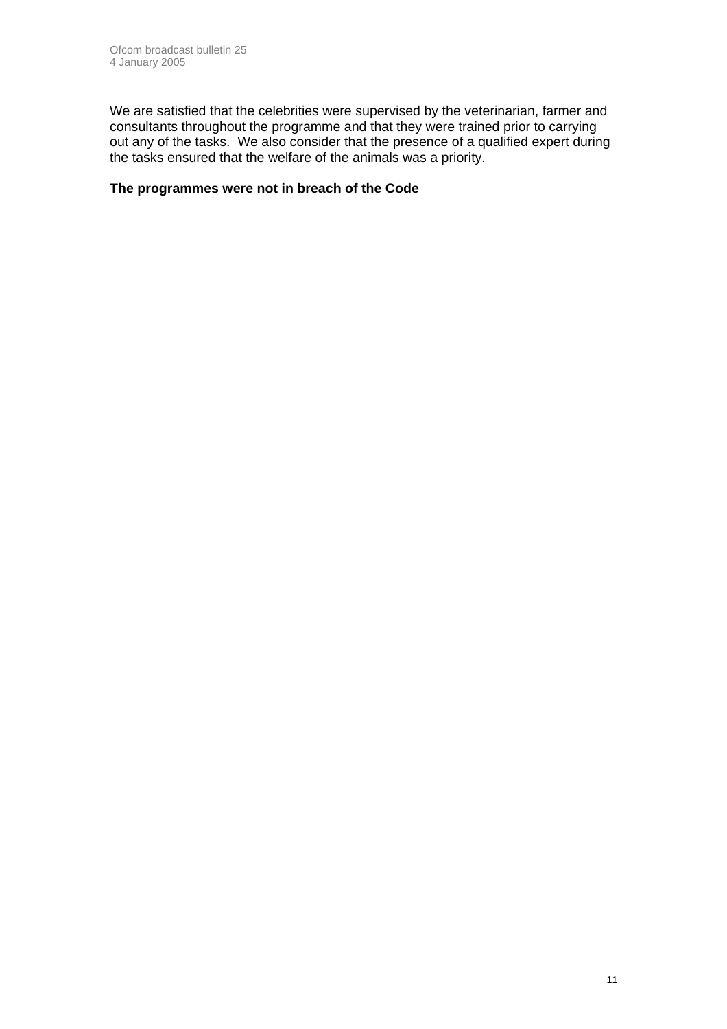We are satisfied that the celebrities were supervised by the veterinarian, farmer and consultants throughout the programme and that they were trained prior to carrying out any of the tasks.  We also consider that the presence of a qualified expert during the tasks ensured that the welfare of the animals was a priority.

**The programmes were not in breach of the Code**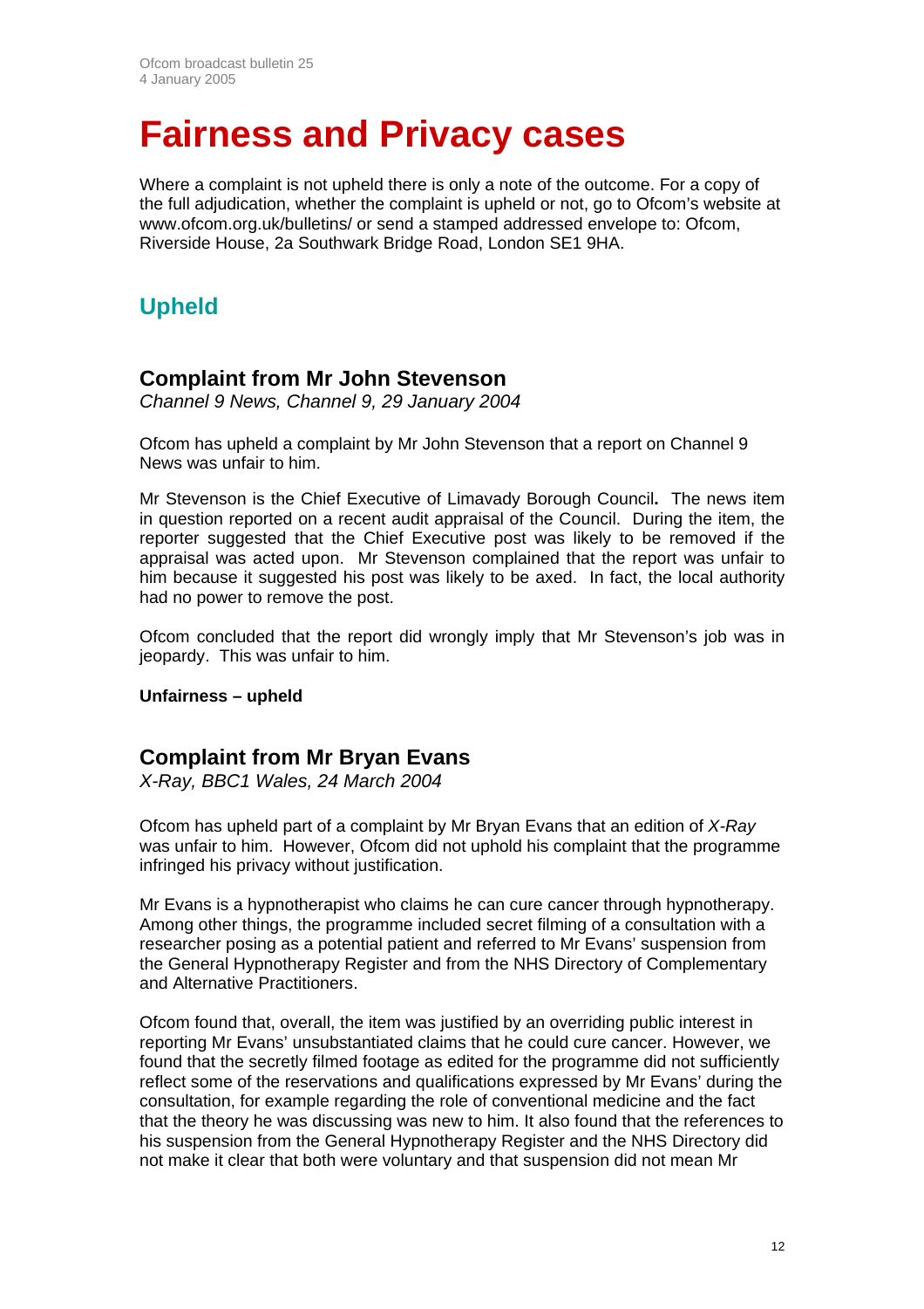# Fairness and Privacy cases

Where a complaint is not upheld there is only a note of the outcome. For a copy of the full adjudication, whether the complaint is upheld or not, go to Ofcom's website at www.ofcom.org.uk/bulletins/ or send a stamped addressed envelope to: Ofcom, Riverside House, 2a Southwark Bridge Road, London SE1 9HA.

## Upheld

### Complaint from Mr John Stevenson

*Channel 9 News, Channel 9, 29 January 2004*

Ofcom has upheld a complaint by Mr John Stevenson that a report on Channel 9 News was unfair to him.

Mr Stevenson is the Chief Executive of Limavady Borough Council**.** The news item in question reported on a recent audit appraisal of the Council. During the item, the reporter suggested that the Chief Executive post was likely to be removed if the appraisal was acted upon. Mr Stevenson complained that the report was unfair to him because it suggested his post was likely to be axed. In fact, the local authority had no power to remove the post.

Ofcom concluded that the report did wrongly imply that Mr Stevenson's job was in jeopardy. This was unfair to him.

**Unfairness – upheld**

### Complaint from Mr Bryan Evans

*X-Ray, BBC1 Wales, 24 March 2004*

Ofcom has upheld part of a complaint by Mr Bryan Evans that an edition of *X-Ray* was unfair to him. However, Ofcom did not uphold his complaint that the programme infringed his privacy without justification.

Mr Evans is a hypnotherapist who claims he can cure cancer through hypnotherapy. Among other things, the programme included secret filming of a consultation with a researcher posing as a potential patient and referred to Mr Evans' suspension from the General Hypnotherapy Register and from the NHS Directory of Complementary and Alternative Practitioners.

Ofcom found that, overall, the item was justified by an overriding public interest in reporting Mr Evans' unsubstantiated claims that he could cure cancer. However, we found that the secretly filmed footage as edited for the programme did not sufficiently reflect some of the reservations and qualifications expressed by Mr Evans' during the consultation, for example regarding the role of conventional medicine and the fact that the theory he was discussing was new to him. It also found that the references to his suspension from the General Hypnotherapy Register and the NHS Directory did not make it clear that both were voluntary and that suspension did not mean Mr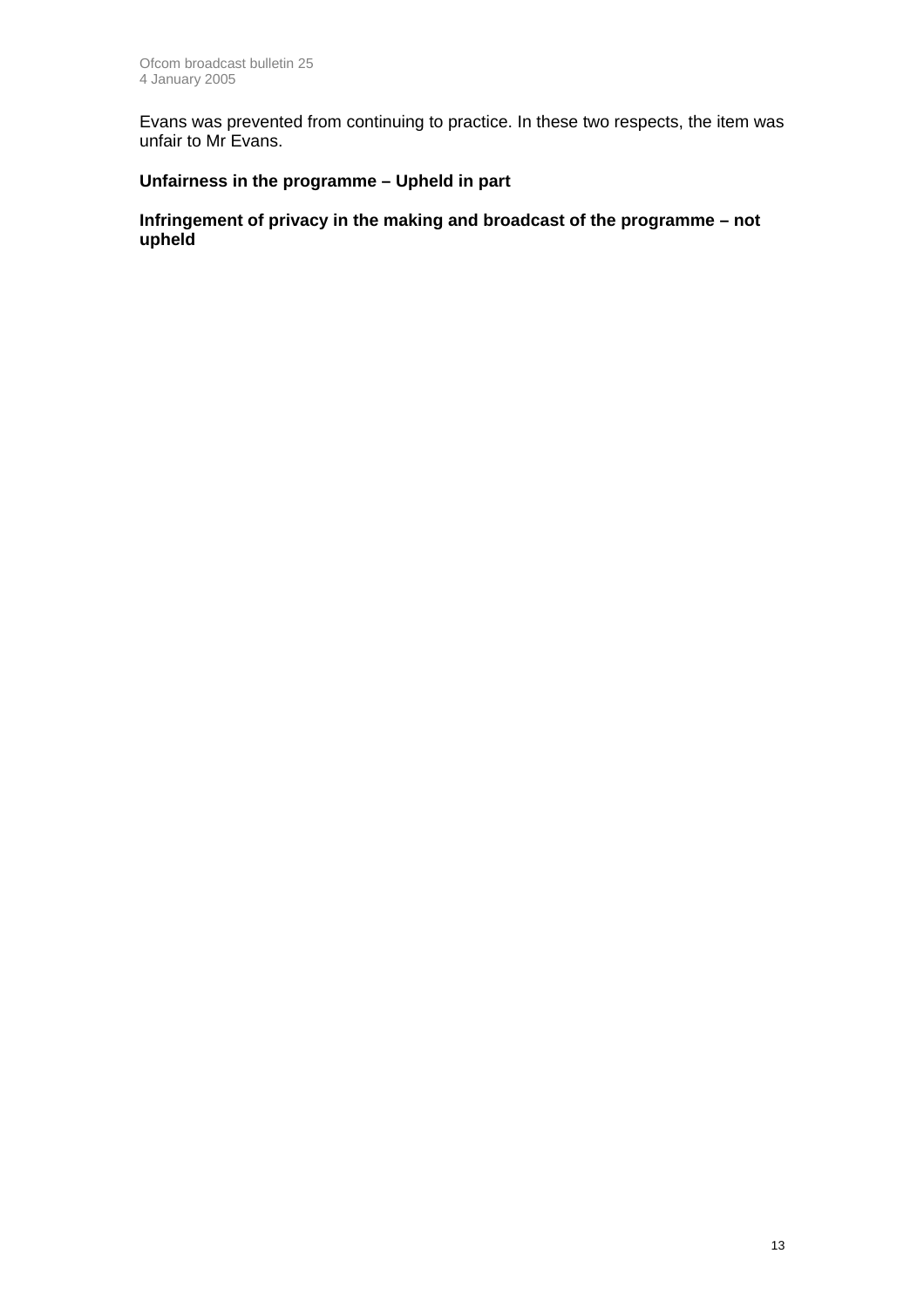Evans was prevented from continuing to practice. In these two respects, the item was unfair to Mr Evans.

**Unfairness in the programme – Upheld in part**

**Infringement of privacy in the making and broadcast of the programme – not upheld**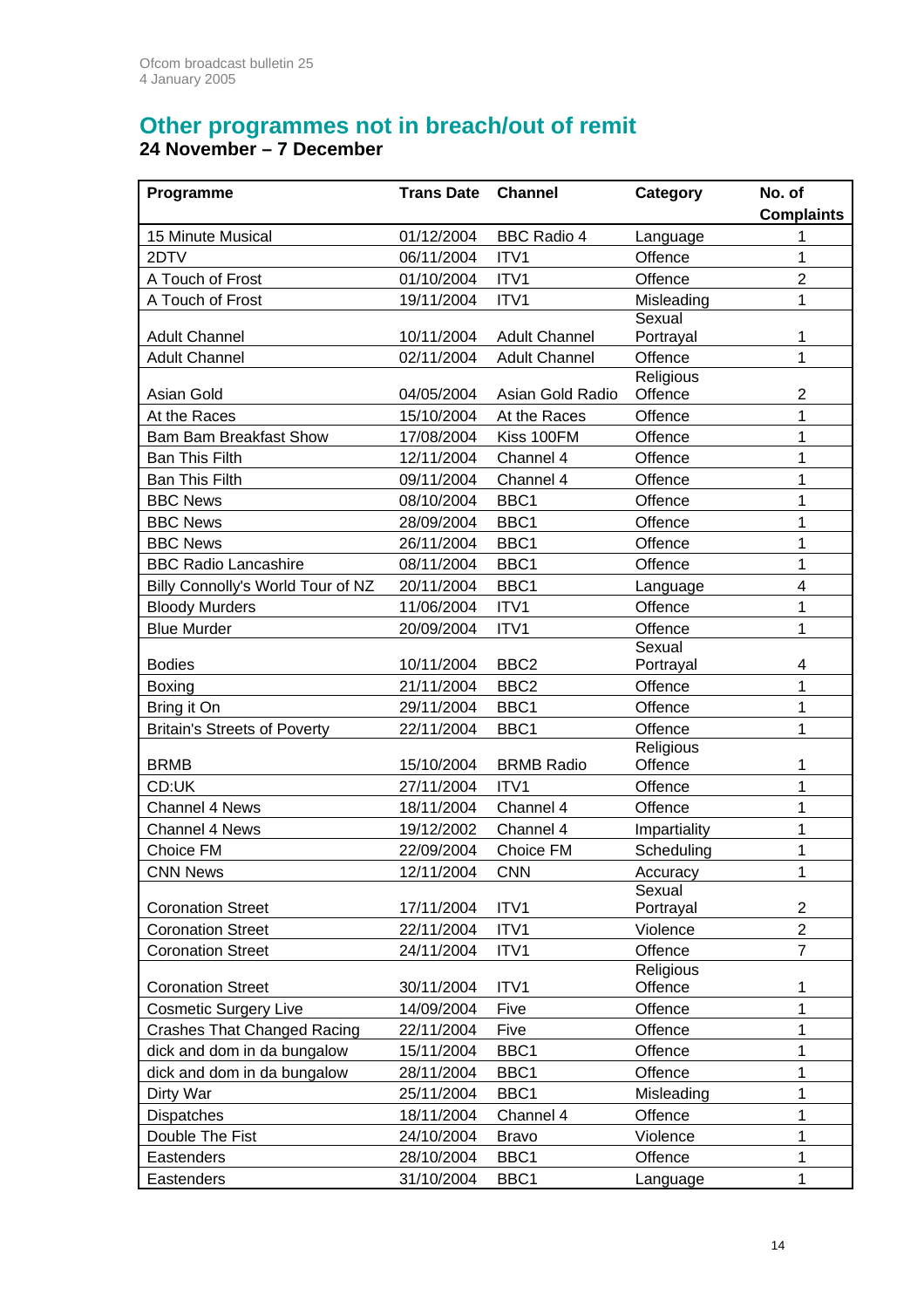## Other programmes not in breach/out of remit

**24 November – 7 December**

| Programme | Trans Date | Channel | Category | No. of Complaints |
|---|---|---|---|---|
| 15 Minute Musical | 01/12/2004 | BBC Radio 4 | Language | 1 |
| 2DTV | 06/11/2004 | ITV1 | Offence | 1 |
| A Touch of Frost | 01/10/2004 | ITV1 | Offence | 2 |
| A Touch of Frost | 19/11/2004 | ITV1 | Misleading | 1 |
| Adult Channel | 10/11/2004 | Adult Channel | Sexual Portrayal | 1 |
| Adult Channel | 02/11/2004 | Adult Channel | Offence | 1 |
| Asian Gold | 04/05/2004 | Asian Gold Radio | Religious Offence | 2 |
| At the Races | 15/10/2004 | At the Races | Offence | 1 |
| Bam Bam Breakfast Show | 17/08/2004 | Kiss 100FM | Offence | 1 |
| Ban This Filth | 12/11/2004 | Channel 4 | Offence | 1 |
| Ban This Filth | 09/11/2004 | Channel 4 | Offence | 1 |
| BBC News | 08/10/2004 | BBC1 | Offence | 1 |
| BBC News | 28/09/2004 | BBC1 | Offence | 1 |
| BBC News | 26/11/2004 | BBC1 | Offence | 1 |
| BBC Radio Lancashire | 08/11/2004 | BBC1 | Offence | 1 |
| Billy Connolly's World Tour of NZ | 20/11/2004 | BBC1 | Language | 4 |
| Bloody Murders | 11/06/2004 | ITV1 | Offence | 1 |
| Blue Murder | 20/09/2004 | ITV1 | Offence | 1 |
| Bodies | 10/11/2004 | BBC2 | Sexual Portrayal | 4 |
| Boxing | 21/11/2004 | BBC2 | Offence | 1 |
| Bring it On | 29/11/2004 | BBC1 | Offence | 1 |
| Britain's Streets of Poverty | 22/11/2004 | BBC1 | Offence | 1 |
| BRMB | 15/10/2004 | BRMB Radio | Religious Offence | 1 |
| CD:UK | 27/11/2004 | ITV1 | Offence | 1 |
| Channel 4 News | 18/11/2004 | Channel 4 | Offence | 1 |
| Channel 4 News | 19/12/2002 | Channel 4 | Impartiality | 1 |
| Choice FM | 22/09/2004 | Choice FM | Scheduling | 1 |
| CNN News | 12/11/2004 | CNN | Accuracy | 1 |
| Coronation Street | 17/11/2004 | ITV1 | Sexual Portrayal | 2 |
| Coronation Street | 22/11/2004 | ITV1 | Violence | 2 |
| Coronation Street | 24/11/2004 | ITV1 | Offence | 7 |
| Coronation Street | 30/11/2004 | ITV1 | Religious Offence | 1 |
| Cosmetic Surgery Live | 14/09/2004 | Five | Offence | 1 |
| Crashes That Changed Racing | 22/11/2004 | Five | Offence | 1 |
| dick and dom in da bungalow | 15/11/2004 | BBC1 | Offence | 1 |
| dick and dom in da bungalow | 28/11/2004 | BBC1 | Offence | 1 |
| Dirty War | 25/11/2004 | BBC1 | Misleading | 1 |
| Dispatches | 18/11/2004 | Channel 4 | Offence | 1 |
| Double The Fist | 24/10/2004 | Bravo | Violence | 1 |
| Eastenders | 28/10/2004 | BBC1 | Offence | 1 |
| Eastenders | 31/10/2004 | BBC1 | Language | 1 |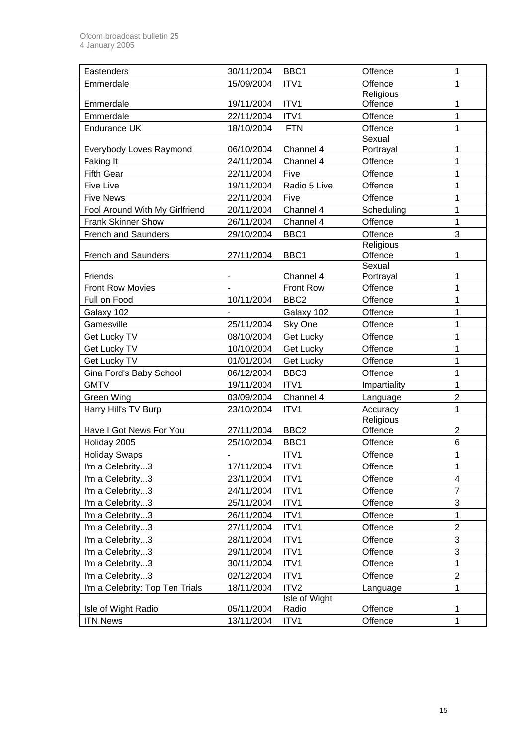| Eastenders | 30/11/2004 | BBC1 | Offence | 1 |
|---|---|---|---|---|
| Emmerdale | 15/09/2004 | ITV1 | Offence | 1 |
| Emmerdale | 19/11/2004 | ITV1 | Religious Offence | 1 |
| Emmerdale | 22/11/2004 | ITV1 | Offence | 1 |
| Endurance UK | 18/10/2004 | FTN | Offence | 1 |
| Everybody Loves Raymond | 06/10/2004 | Channel 4 | Sexual Portrayal | 1 |
| Faking It | 24/11/2004 | Channel 4 | Offence | 1 |
| Fifth Gear | 22/11/2004 | Five | Offence | 1 |
| Five Live | 19/11/2004 | Radio 5 Live | Offence | 1 |
| Five News | 22/11/2004 | Five | Offence | 1 |
| Fool Around With My Girlfriend | 20/11/2004 | Channel 4 | Scheduling | 1 |
| Frank Skinner Show | 26/11/2004 | Channel 4 | Offence | 1 |
| French and Saunders | 29/10/2004 | BBC1 | Offence | 3 |
| French and Saunders | 27/11/2004 | BBC1 | Religious Offence | 1 |
| Friends | - | Channel 4 | Sexual Portrayal | 1 |
| Front Row Movies | - | Front Row | Offence | 1 |
| Full on Food | 10/11/2004 | BBC2 | Offence | 1 |
| Galaxy 102 | - | Galaxy 102 | Offence | 1 |
| Gamesville | 25/11/2004 | Sky One | Offence | 1 |
| Get Lucky TV | 08/10/2004 | Get Lucky | Offence | 1 |
| Get Lucky TV | 10/10/2004 | Get Lucky | Offence | 1 |
| Get Lucky TV | 01/01/2004 | Get Lucky | Offence | 1 |
| Gina Ford's Baby School | 06/12/2004 | BBC3 | Offence | 1 |
| GMTV | 19/11/2004 | ITV1 | Impartiality | 1 |
| Green Wing | 03/09/2004 | Channel 4 | Language | 2 |
| Harry Hill's TV Burp | 23/10/2004 | ITV1 | Accuracy | 1 |
| Have I Got News For You | 27/11/2004 | BBC2 | Religious Offence | 2 |
| Holiday 2005 | 25/10/2004 | BBC1 | Offence | 6 |
| Holiday Swaps | - | ITV1 | Offence | 1 |
| I'm a Celebrity...3 | 17/11/2004 | ITV1 | Offence | 1 |
| I'm a Celebrity...3 | 23/11/2004 | ITV1 | Offence | 4 |
| I'm a Celebrity...3 | 24/11/2004 | ITV1 | Offence | 7 |
| I'm a Celebrity...3 | 25/11/2004 | ITV1 | Offence | 3 |
| I'm a Celebrity...3 | 26/11/2004 | ITV1 | Offence | 1 |
| I'm a Celebrity...3 | 27/11/2004 | ITV1 | Offence | 2 |
| I'm a Celebrity...3 | 28/11/2004 | ITV1 | Offence | 3 |
| I'm a Celebrity...3 | 29/11/2004 | ITV1 | Offence | 3 |
| I'm a Celebrity...3 | 30/11/2004 | ITV1 | Offence | 1 |
| I'm a Celebrity...3 | 02/12/2004 | ITV1 | Offence | 2 |
| I'm a Celebrity: Top Ten Trials | 18/11/2004 | ITV2 | Language | 1 |
| Isle of Wight Radio | 05/11/2004 | Isle of Wight Radio | Offence | 1 |
| ITN News | 13/11/2004 | ITV1 | Offence | 1 |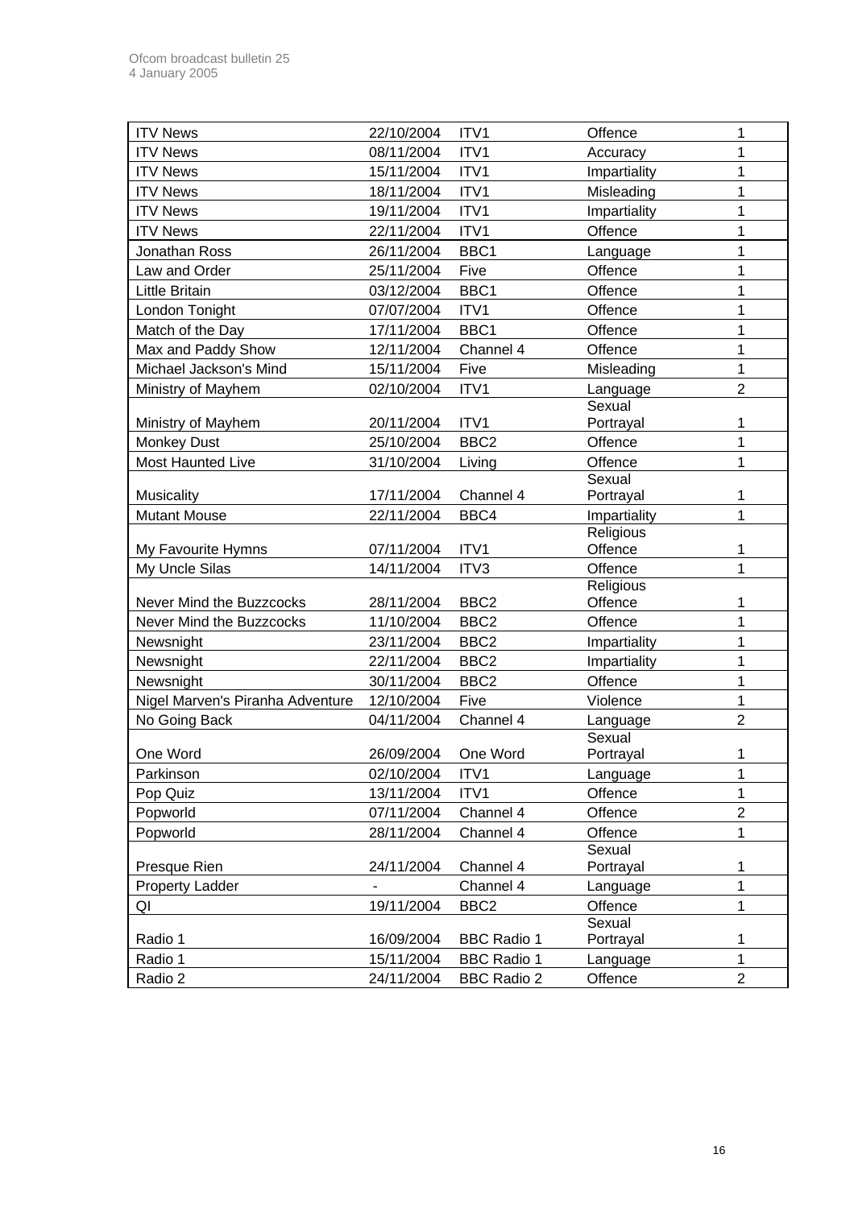| ITV News | 22/10/2004 | ITV1 | Offence | 1 |
|---|---|---|---|---|
| ITV News | 08/11/2004 | ITV1 | Accuracy | 1 |
| ITV News | 15/11/2004 | ITV1 | Impartiality | 1 |
| ITV News | 18/11/2004 | ITV1 | Misleading | 1 |
| ITV News | 19/11/2004 | ITV1 | Impartiality | 1 |
| ITV News | 22/11/2004 | ITV1 | Offence | 1 |
| Jonathan Ross | 26/11/2004 | BBC1 | Language | 1 |
| Law and Order | 25/11/2004 | Five | Offence | 1 |
| Little Britain | 03/12/2004 | BBC1 | Offence | 1 |
| London Tonight | 07/07/2004 | ITV1 | Offence | 1 |
| Match of the Day | 17/11/2004 | BBC1 | Offence | 1 |
| Max and Paddy Show | 12/11/2004 | Channel 4 | Offence | 1 |
| Michael Jackson's Mind | 15/11/2004 | Five | Misleading | 1 |
| Ministry of Mayhem | 02/10/2004 | ITV1 | Language | 2 |
| Ministry of Mayhem | 20/11/2004 | ITV1 | Sexual Portrayal | 1 |
| Monkey Dust | 25/10/2004 | BBC2 | Offence | 1 |
| Most Haunted Live | 31/10/2004 | Living | Offence | 1 |
| Musicality | 17/11/2004 | Channel 4 | Sexual Portrayal | 1 |
| Mutant Mouse | 22/11/2004 | BBC4 | Impartiality | 1 |
| My Favourite Hymns | 07/11/2004 | ITV1 | Religious Offence | 1 |
| My Uncle Silas | 14/11/2004 | ITV3 | Offence | 1 |
| Never Mind the Buzzcocks | 28/11/2004 | BBC2 | Religious Offence | 1 |
| Never Mind the Buzzcocks | 11/10/2004 | BBC2 | Offence | 1 |
| Newsnight | 23/11/2004 | BBC2 | Impartiality | 1 |
| Newsnight | 22/11/2004 | BBC2 | Impartiality | 1 |
| Newsnight | 30/11/2004 | BBC2 | Offence | 1 |
| Nigel Marven's Piranha Adventure | 12/10/2004 | Five | Violence | 1 |
| No Going Back | 04/11/2004 | Channel 4 | Language | 2 |
| One Word | 26/09/2004 | One Word | Sexual Portrayal | 1 |
| Parkinson | 02/10/2004 | ITV1 | Language | 1 |
| Pop Quiz | 13/11/2004 | ITV1 | Offence | 1 |
| Popworld | 07/11/2004 | Channel 4 | Offence | 2 |
| Popworld | 28/11/2004 | Channel 4 | Offence | 1 |
| Presque Rien | 24/11/2004 | Channel 4 | Sexual Portrayal | 1 |
| Property Ladder | - | Channel 4 | Language | 1 |
| QI | 19/11/2004 | BBC2 | Offence | 1 |
| Radio 1 | 16/09/2004 | BBC Radio 1 | Sexual Portrayal | 1 |
| Radio 1 | 15/11/2004 | BBC Radio 1 | Language | 1 |
| Radio 2 | 24/11/2004 | BBC Radio 2 | Offence | 2 |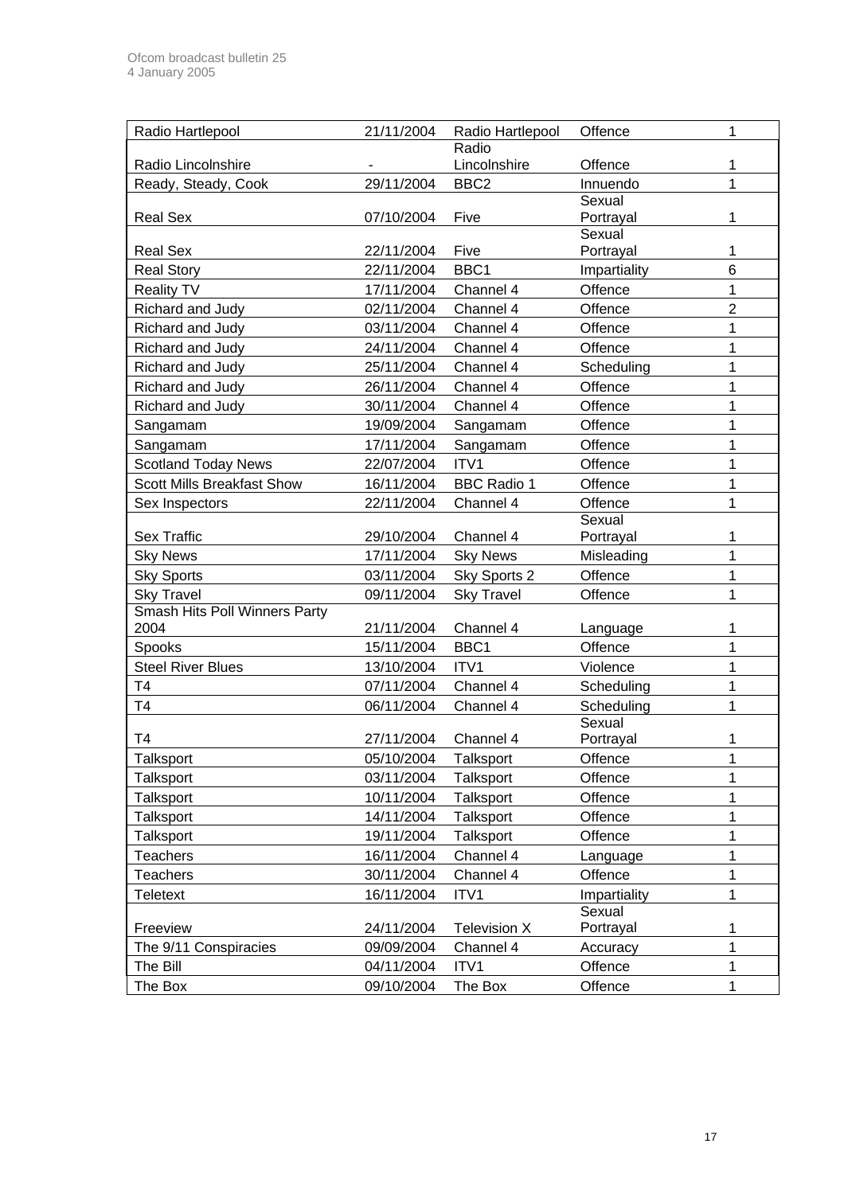| Radio Hartlepool | 21/11/2004 | Radio Hartlepool | Offence | 1 |
|---|---|---|---|---|
| Radio Lincolnshire | - | Radio Lincolnshire | Offence | 1 |
| Ready, Steady, Cook | 29/11/2004 | BBC2 | Innuendo | 1 |
| Real Sex | 07/10/2004 | Five | Sexual Portrayal | 1 |
| Real Sex | 22/11/2004 | Five | Sexual Portrayal | 1 |
| Real Story | 22/11/2004 | BBC1 | Impartiality | 6 |
| Reality TV | 17/11/2004 | Channel 4 | Offence | 1 |
| Richard and Judy | 02/11/2004 | Channel 4 | Offence | 2 |
| Richard and Judy | 03/11/2004 | Channel 4 | Offence | 1 |
| Richard and Judy | 24/11/2004 | Channel 4 | Offence | 1 |
| Richard and Judy | 25/11/2004 | Channel 4 | Scheduling | 1 |
| Richard and Judy | 26/11/2004 | Channel 4 | Offence | 1 |
| Richard and Judy | 30/11/2004 | Channel 4 | Offence | 1 |
| Sangamam | 19/09/2004 | Sangamam | Offence | 1 |
| Sangamam | 17/11/2004 | Sangamam | Offence | 1 |
| Scotland Today News | 22/07/2004 | ITV1 | Offence | 1 |
| Scott Mills Breakfast Show | 16/11/2004 | BBC Radio 1 | Offence | 1 |
| Sex Inspectors | 22/11/2004 | Channel 4 | Offence | 1 |
| Sex Traffic | 29/10/2004 | Channel 4 | Sexual Portrayal | 1 |
| Sky News | 17/11/2004 | Sky News | Misleading | 1 |
| Sky Sports | 03/11/2004 | Sky Sports 2 | Offence | 1 |
| Sky Travel | 09/11/2004 | Sky Travel | Offence | 1 |
| Smash Hits Poll Winners Party 2004 | 21/11/2004 | Channel 4 | Language | 1 |
| Spooks | 15/11/2004 | BBC1 | Offence | 1 |
| Steel River Blues | 13/10/2004 | ITV1 | Violence | 1 |
| T4 | 07/11/2004 | Channel 4 | Scheduling | 1 |
| T4 | 06/11/2004 | Channel 4 | Scheduling | 1 |
| T4 | 27/11/2004 | Channel 4 | Sexual Portrayal | 1 |
| Talksport | 05/10/2004 | Talksport | Offence | 1 |
| Talksport | 03/11/2004 | Talksport | Offence | 1 |
| Talksport | 10/11/2004 | Talksport | Offence | 1 |
| Talksport | 14/11/2004 | Talksport | Offence | 1 |
| Talksport | 19/11/2004 | Talksport | Offence | 1 |
| Teachers | 16/11/2004 | Channel 4 | Language | 1 |
| Teachers | 30/11/2004 | Channel 4 | Offence | 1 |
| Teletext | 16/11/2004 | ITV1 | Impartiality | 1 |
| Freeview | 24/11/2004 | Television X | Sexual Portrayal | 1 |
| The 9/11 Conspiracies | 09/09/2004 | Channel 4 | Accuracy | 1 |
| The Bill | 04/11/2004 | ITV1 | Offence | 1 |
| The Box | 09/10/2004 | The Box | Offence | 1 |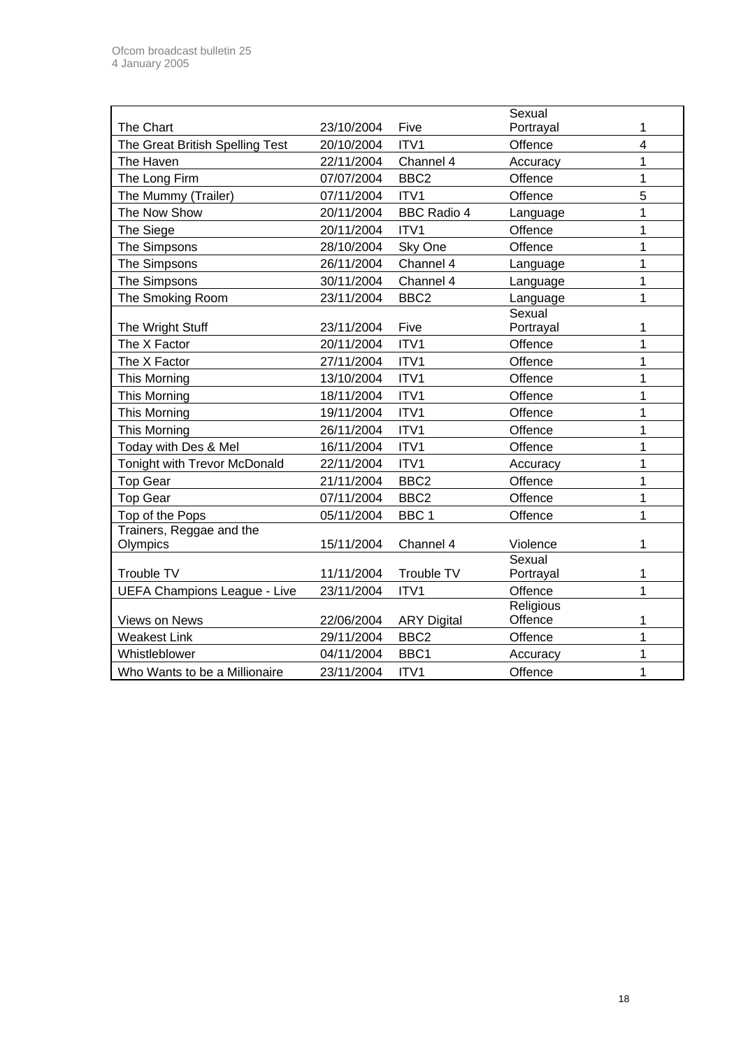| | | | | |
|---|---|---|---|---|
| The Chart | 23/10/2004 | Five | Sexual Portrayal | 1 |
| The Great British Spelling Test | 20/10/2004 | ITV1 | Offence | 4 |
| The Haven | 22/11/2004 | Channel 4 | Accuracy | 1 |
| The Long Firm | 07/07/2004 | BBC2 | Offence | 1 |
| The Mummy (Trailer) | 07/11/2004 | ITV1 | Offence | 5 |
| The Now Show | 20/11/2004 | BBC Radio 4 | Language | 1 |
| The Siege | 20/11/2004 | ITV1 | Offence | 1 |
| The Simpsons | 28/10/2004 | Sky One | Offence | 1 |
| The Simpsons | 26/11/2004 | Channel 4 | Language | 1 |
| The Simpsons | 30/11/2004 | Channel 4 | Language | 1 |
| The Smoking Room | 23/11/2004 | BBC2 | Language | 1 |
| The Wright Stuff | 23/11/2004 | Five | Sexual Portrayal | 1 |
| The X Factor | 20/11/2004 | ITV1 | Offence | 1 |
| The X Factor | 27/11/2004 | ITV1 | Offence | 1 |
| This Morning | 13/10/2004 | ITV1 | Offence | 1 |
| This Morning | 18/11/2004 | ITV1 | Offence | 1 |
| This Morning | 19/11/2004 | ITV1 | Offence | 1 |
| This Morning | 26/11/2004 | ITV1 | Offence | 1 |
| Today with Des & Mel | 16/11/2004 | ITV1 | Offence | 1 |
| Tonight with Trevor McDonald | 22/11/2004 | ITV1 | Accuracy | 1 |
| Top Gear | 21/11/2004 | BBC2 | Offence | 1 |
| Top Gear | 07/11/2004 | BBC2 | Offence | 1 |
| Top of the Pops | 05/11/2004 | BBC 1 | Offence | 1 |
| Trainers, Reggae and the Olympics | 15/11/2004 | Channel 4 | Violence | 1 |
| Trouble TV | 11/11/2004 | Trouble TV | Sexual Portrayal | 1 |
| UEFA Champions League - Live | 23/11/2004 | ITV1 | Offence | 1 |
| Views on News | 22/06/2004 | ARY Digital | Religious Offence | 1 |
| Weakest Link | 29/11/2004 | BBC2 | Offence | 1 |
| Whistleblower | 04/11/2004 | BBC1 | Accuracy | 1 |
| Who Wants to be a Millionaire | 23/11/2004 | ITV1 | Offence | 1 |